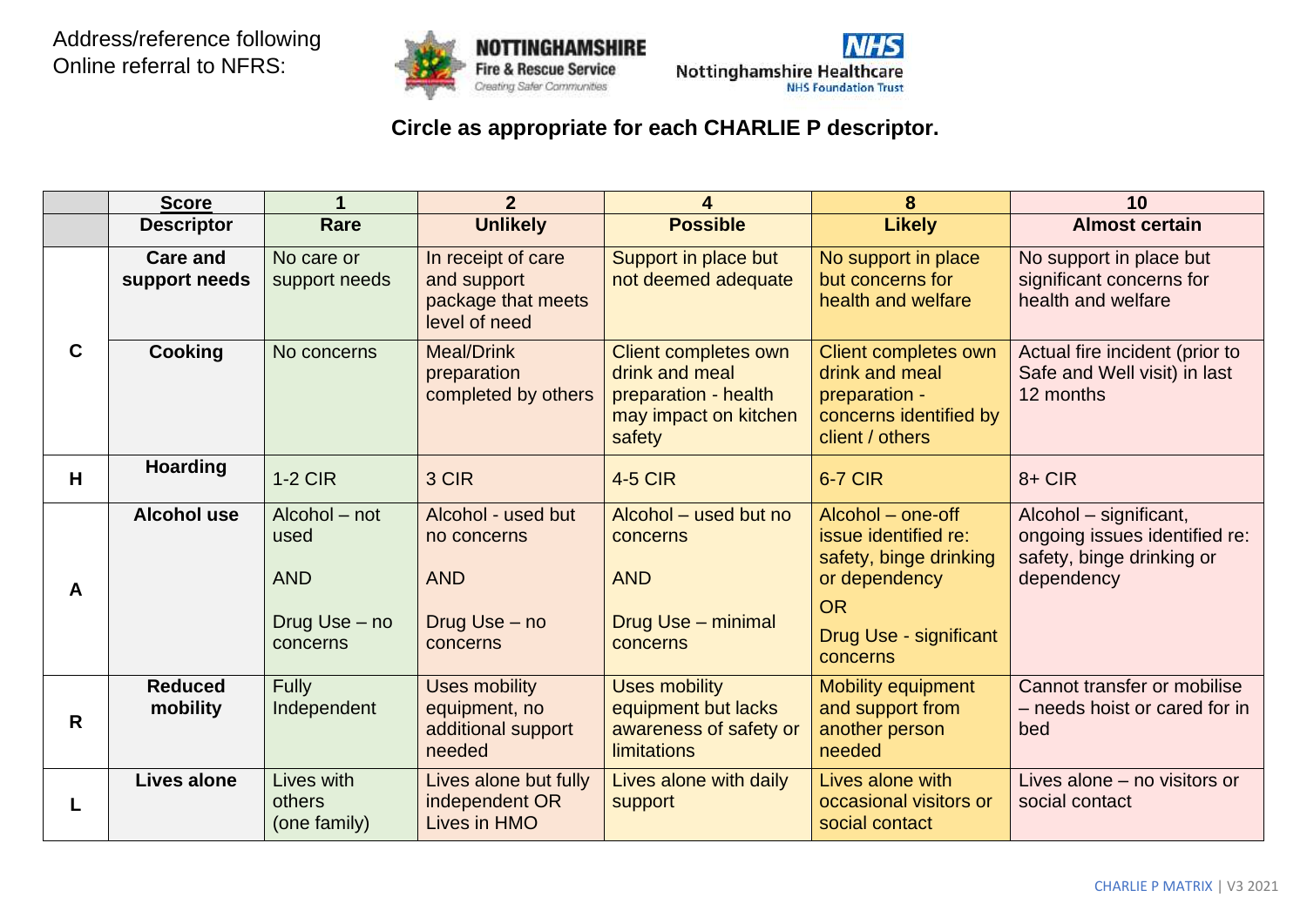Address/reference following
Online referral to NFRS:

**Circle as appropriate for each CHARLIE P descriptor.**

| | **Score** | **1** | **2** | **4** | **8** | **10** |
|---|---|---|---|---|---|---|
| | **Descriptor** | **Rare** | **Unlikely** | **Possible** | **Likely** | **Almost certain** |
| **C** | **Care and support needs** | No care or support needs | In receipt of care and support package that meets level of need | Support in place but not deemed adequate | No support in place but concerns for health and welfare | No support in place but significant concerns for health and welfare |
| | **Cooking** | No concerns | Meal/Drink preparation completed by others | Client completes own drink and meal preparation - health may impact on kitchen safety | Client completes own drink and meal preparation - concerns identified by client / others | Actual fire incident (prior to Safe and Well visit) in last 12 months |
| **H** | **Hoarding** | 1-2 CIR | 3 CIR | 4-5 CIR | 6-7 CIR | 8+ CIR |
| **A** | **Alcohol use** | Alcohol – not used AND Drug Use – no concerns | Alcohol - used but no concerns AND Drug Use – no concerns | Alcohol – used but no concerns AND Drug Use – minimal concerns | Alcohol – one-off issue identified re: safety, binge drinking or dependency OR Drug Use - significant concerns | Alcohol – significant, ongoing issues identified re: safety, binge drinking or dependency |
| **R** | **Reduced mobility** | Fully Independent | Uses mobility equipment, no additional support needed | Uses mobility equipment but lacks awareness of safety or limitations | Mobility equipment and support from another person needed | Cannot transfer or mobilise – needs hoist or cared for in bed |
| **L** | **Lives alone** | Lives with others (one family) | Lives alone but fully independent OR Lives in HMO | Lives alone with daily support | Lives alone with occasional visitors or social contact | Lives alone – no visitors or social contact |

CHARLIE P MATRIX | V3 2021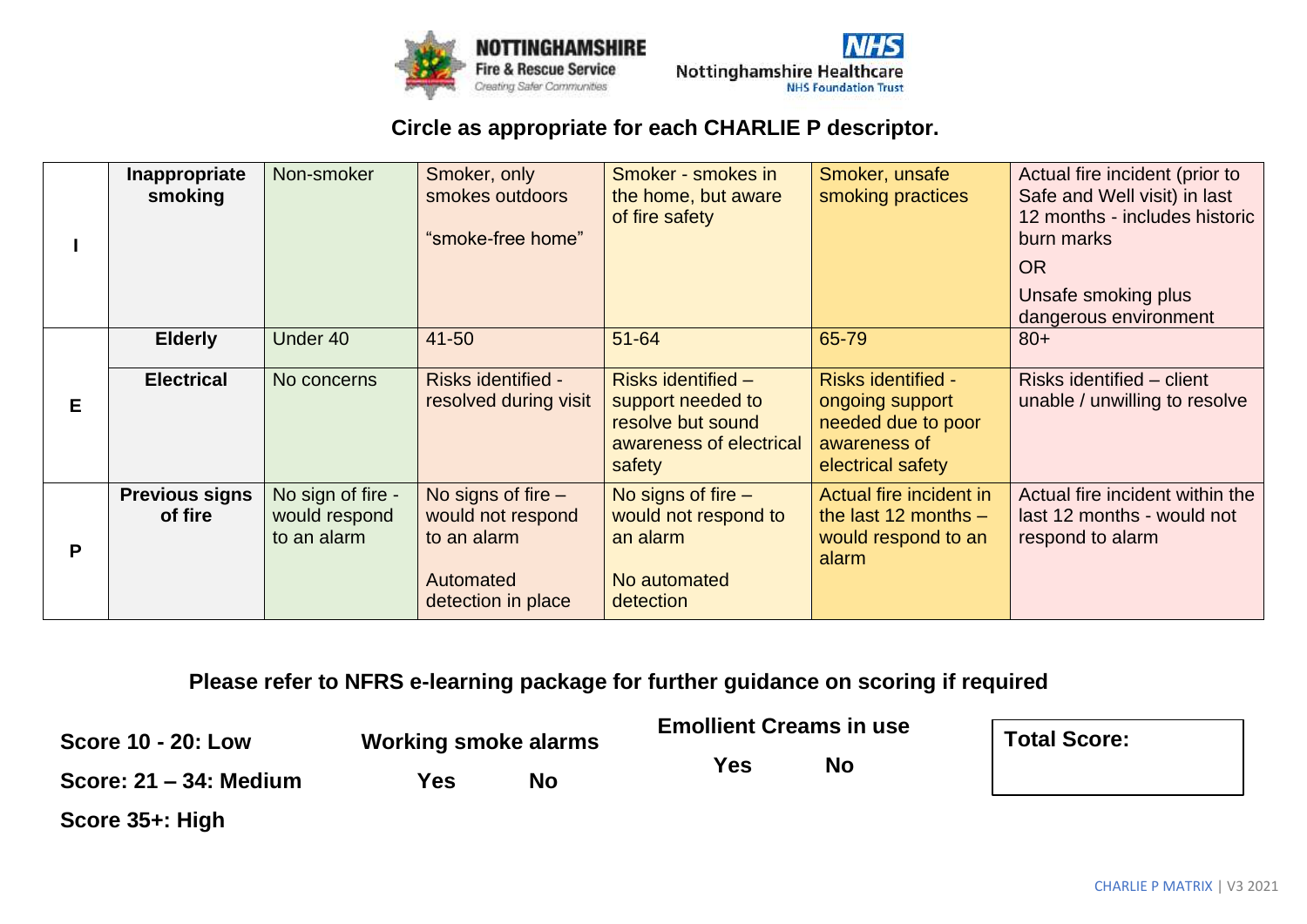NOTTINGHAMSHIRE Fire & Rescue Service Creating Safer Communities

NHS Nottinghamshire Healthcare NHS Foundation Trust

## Circle as appropriate for each CHARLIE P descriptor.

| | | | | | | |
|---|---|---|---|---|---|---|
| **I** | **Inappropriate smoking** | Non-smoker | Smoker, only smokes outdoors<br><br>"smoke-free home" | Smoker - smokes in the home, but aware of fire safety | Smoker, unsafe smoking practices | Actual fire incident (prior to Safe and Well visit) in last 12 months - includes historic burn marks<br><br>OR<br><br>Unsafe smoking plus dangerous environment |
| **E** | **Elderly** | Under 40 | 41-50 | 51-64 | 65-79 | 80+ |
| | **Electrical** | No concerns | Risks identified - resolved during visit | Risks identified – support needed to resolve but sound awareness of electrical safety | Risks identified - ongoing support needed due to poor awareness of electrical safety | Risks identified – client unable / unwilling to resolve |
| **P** | **Previous signs of fire** | No sign of fire - would respond to an alarm | No signs of fire – would not respond to an alarm<br><br>Automated detection in place | No signs of fire – would not respond to an alarm<br><br>No automated detection | Actual fire incident in the last 12 months – would respond to an alarm | Actual fire incident within the last 12 months - would not respond to alarm |

**Please refer to NFRS e-learning package for further guidance on scoring if required**

**Score 10 - 20: Low**

**Score: 21 – 34: Medium**

**Score 35+: High**

**Working smoke alarms**

**Yes No**

**Emollient Creams in use**

**Yes No**

| **Total Score:** |
|---|
| |

CHARLIE P MATRIX | V3 2021